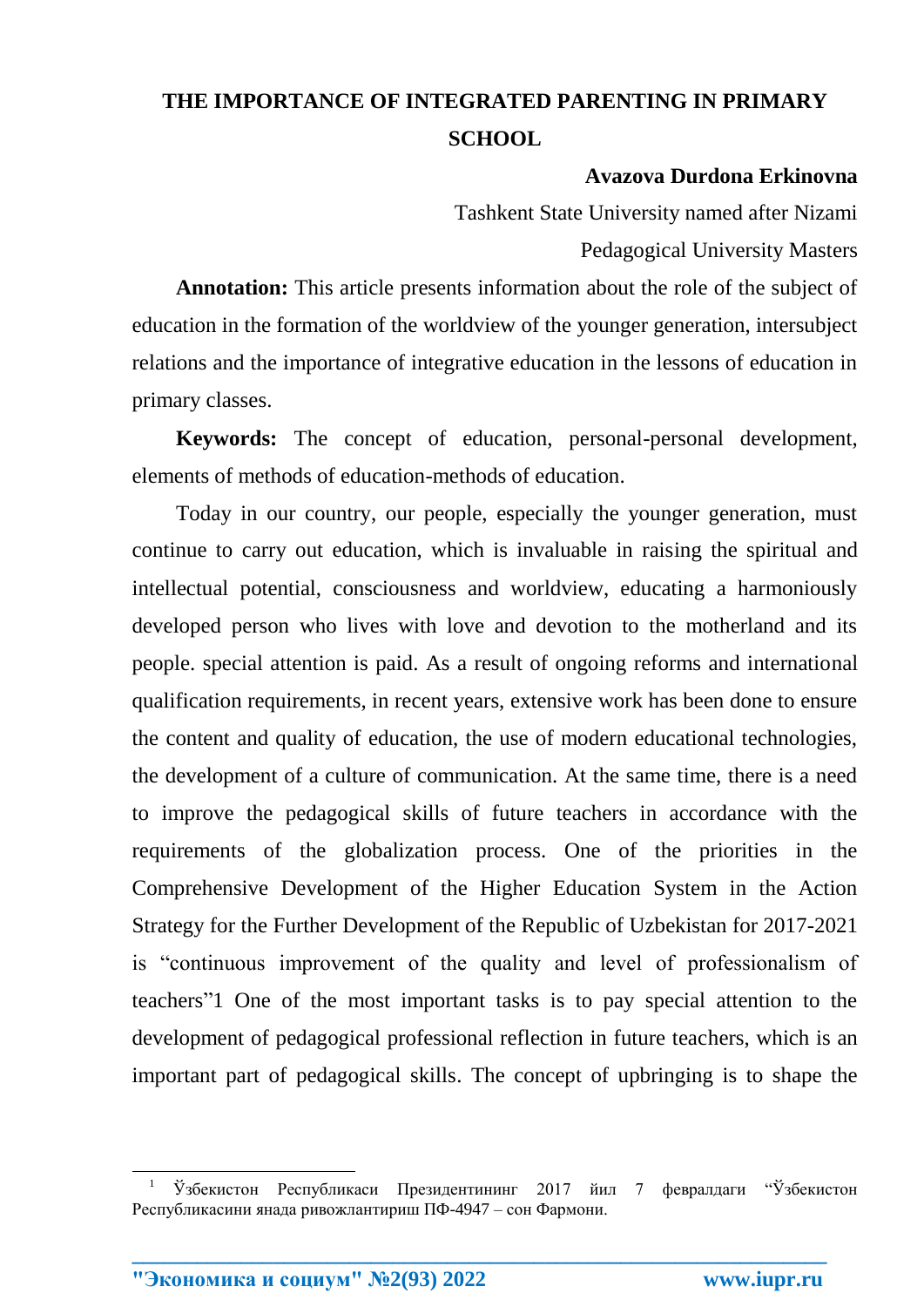# THE IMPORTANCE OF INTEGRATED PARENTING IN PRIMARY SCHOOL

**Avazova Durdona Erkinovna**

Tashkent State University named after Nizami

Pedagogical University Masters

**Annotation:** This article presents information about the role of the subject of education in the formation of the worldview of the younger generation, intersubject relations and the importance of integrative education in the lessons of education in primary classes.

**Keywords:** The concept of education, personal-personal development, elements of methods of education-methods of education.

Today in our country, our people, especially the younger generation, must continue to carry out education, which is invaluable in raising the spiritual and intellectual potential, consciousness and worldview, educating a harmoniously developed person who lives with love and devotion to the motherland and its people. special attention is paid. As a result of ongoing reforms and international qualification requirements, in recent years, extensive work has been done to ensure the content and quality of education, the use of modern educational technologies, the development of a culture of communication. At the same time, there is a need to improve the pedagogical skills of future teachers in accordance with the requirements of the globalization process. One of the priorities in the Comprehensive Development of the Higher Education System in the Action Strategy for the Further Development of the Republic of Uzbekistan for 2017-2021 is "continuous improvement of the quality and level of professionalism of teachers"[1] One of the most important tasks is to pay special attention to the development of pedagogical professional reflection in future teachers, which is an important part of pedagogical skills. The concept of upbringing is to shape the

---

[1] Ўзбекистон Республикаси Президентининг 2017 йил 7 февралдаги "Ўзбекистон Республикасини янада ривожлантириш ПФ-4947 – сон Фармони.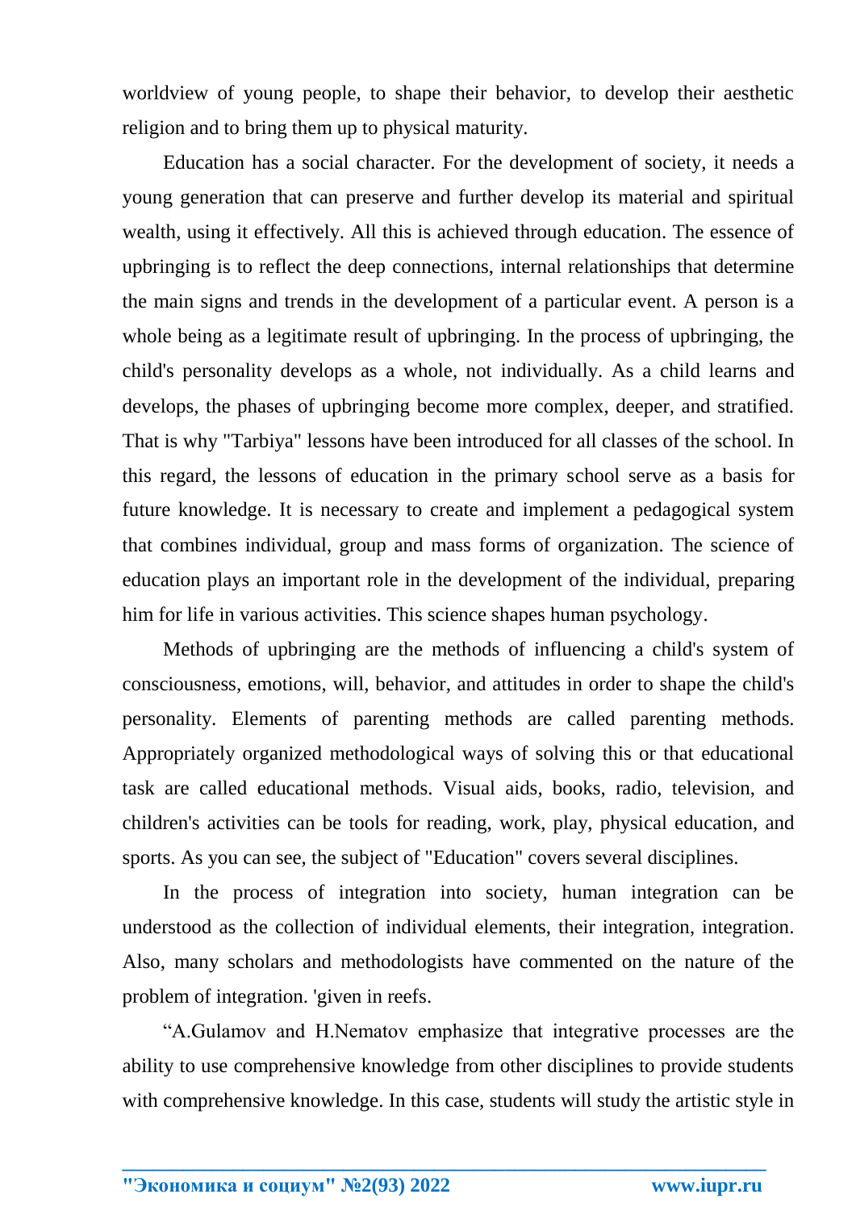worldview of young people, to shape their behavior, to develop their aesthetic religion and to bring them up to physical maturity.

Education has a social character. For the development of society, it needs a young generation that can preserve and further develop its material and spiritual wealth, using it effectively. All this is achieved through education. The essence of upbringing is to reflect the deep connections, internal relationships that determine the main signs and trends in the development of a particular event. A person is a whole being as a legitimate result of upbringing. In the process of upbringing, the child's personality develops as a whole, not individually. As a child learns and develops, the phases of upbringing become more complex, deeper, and stratified. That is why "Tarbiya" lessons have been introduced for all classes of the school. In this regard, the lessons of education in the primary school serve as a basis for future knowledge. It is necessary to create and implement a pedagogical system that combines individual, group and mass forms of organization. The science of education plays an important role in the development of the individual, preparing him for life in various activities. This science shapes human psychology.

Methods of upbringing are the methods of influencing a child's system of consciousness, emotions, will, behavior, and attitudes in order to shape the child's personality. Elements of parenting methods are called parenting methods. Appropriately organized methodological ways of solving this or that educational task are called educational methods. Visual aids, books, radio, television, and children's activities can be tools for reading, work, play, physical education, and sports. As you can see, the subject of "Education" covers several disciplines.

In the process of integration into society, human integration can be understood as the collection of individual elements, their integration, integration. Also, many scholars and methodologists have commented on the nature of the problem of integration. 'given in reefs.

“A.Gulamov and H.Nematov emphasize that integrative processes are the ability to use comprehensive knowledge from other disciplines to provide students with comprehensive knowledge. In this case, students will study the artistic style in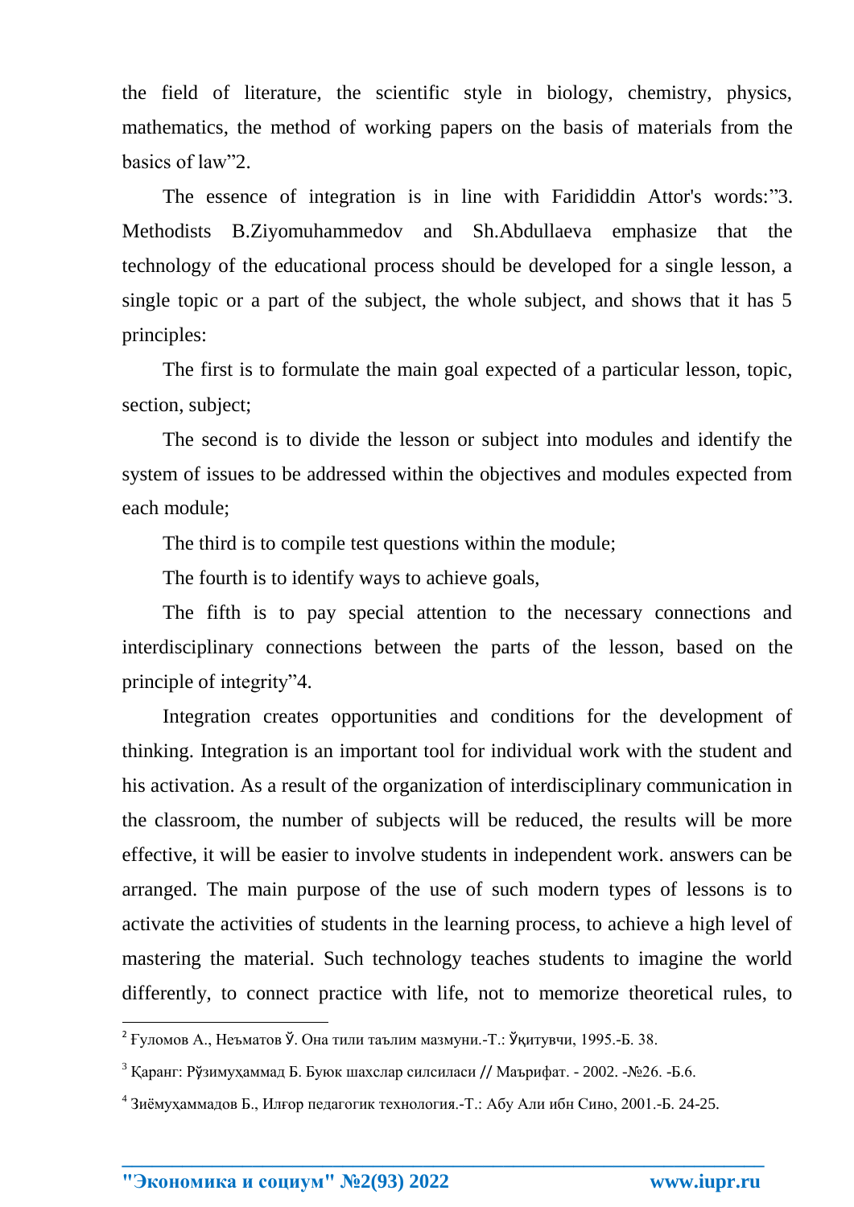the field of literature, the scientific style in biology, chemistry, physics, mathematics, the method of working papers on the basis of materials from the basics of law”2.

The essence of integration is in line with Farididdin Attor's words:”3. Methodists B.Ziyomuhammedov and Sh.Abdullaeva emphasize that the technology of the educational process should be developed for a single lesson, a single topic or a part of the subject, the whole subject, and shows that it has 5 principles:

The first is to formulate the main goal expected of a particular lesson, topic, section, subject;

The second is to divide the lesson or subject into modules and identify the system of issues to be addressed within the objectives and modules expected from each module;

The third is to compile test questions within the module;

The fourth is to identify ways to achieve goals,

The fifth is to pay special attention to the necessary connections and interdisciplinary connections between the parts of the lesson, based on the principle of integrity”4.

Integration creates opportunities and conditions for the development of thinking. Integration is an important tool for individual work with the student and his activation. As a result of the organization of interdisciplinary communication in the classroom, the number of subjects will be reduced, the results will be more effective, it will be easier to involve students in independent work. answers can be arranged. The main purpose of the use of such modern types of lessons is to activate the activities of students in the learning process, to achieve a high level of mastering the material. Such technology teaches students to imagine the world differently, to connect practice with life, not to memorize theoretical rules, to

---

[2] Ғуломов А., Неъматов Ў. Она тили таълим мазмуни.-Т.: Ўқитувчи, 1995.-Б. 38.

[3] Қаранг: Рўзимуҳаммад Б. Буюк шахслар силсиласи // Маърифат. - 2002. -№26. -Б.6.

[4] Зиёмуҳаммадов Б., Илғор педагогик технология.-Т.: Абу Али ибн Сино, 2001.-Б. 24-25.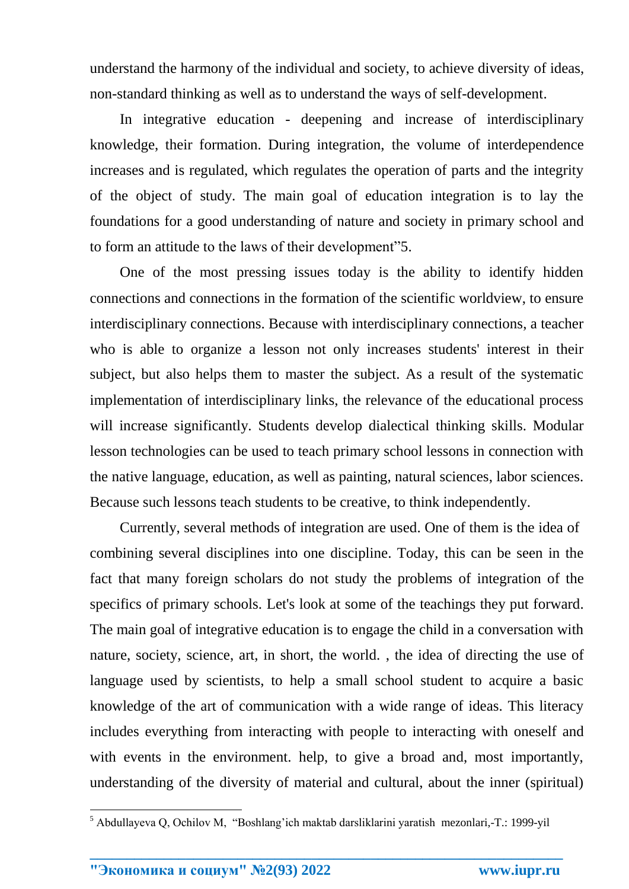understand the harmony of the individual and society, to achieve diversity of ideas, non-standard thinking as well as to understand the ways of self-development.

In integrative education - deepening and increase of interdisciplinary knowledge, their formation. During integration, the volume of interdependence increases and is regulated, which regulates the operation of parts and the integrity of the object of study. The main goal of education integration is to lay the foundations for a good understanding of nature and society in primary school and to form an attitude to the laws of their development"[5].

One of the most pressing issues today is the ability to identify hidden connections and connections in the formation of the scientific worldview, to ensure interdisciplinary connections. Because with interdisciplinary connections, a teacher who is able to organize a lesson not only increases students' interest in their subject, but also helps them to master the subject. As a result of the systematic implementation of interdisciplinary links, the relevance of the educational process will increase significantly. Students develop dialectical thinking skills. Modular lesson technologies can be used to teach primary school lessons in connection with the native language, education, as well as painting, natural sciences, labor sciences. Because such lessons teach students to be creative, to think independently.

Currently, several methods of integration are used. One of them is the idea of combining several disciplines into one discipline. Today, this can be seen in the fact that many foreign scholars do not study the problems of integration of the specifics of primary schools. Let's look at some of the teachings they put forward. The main goal of integrative education is to engage the child in a conversation with nature, society, science, art, in short, the world. , the idea of directing the use of language used by scientists, to help a small school student to acquire a basic knowledge of the art of communication with a wide range of ideas. This literacy includes everything from interacting with people to interacting with oneself and with events in the environment. help, to give a broad and, most importantly, understanding of the diversity of material and cultural, about the inner (spiritual)

---

[5] Abdullayeva Q, Ochilov M, "Boshlang'ich maktab darsliklarini yaratish mezonlari,-T.: 1999-yil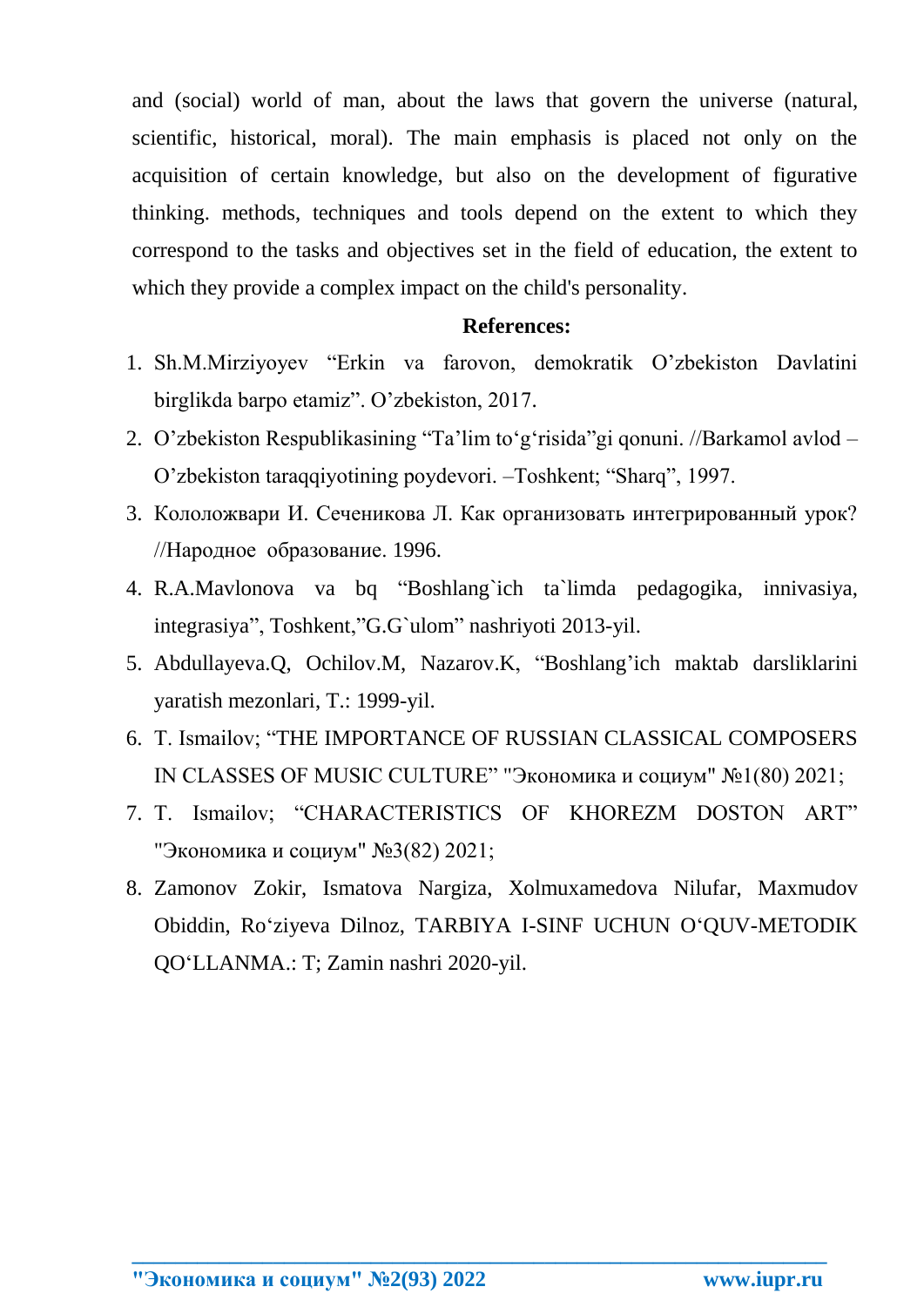and (social) world of man, about the laws that govern the universe (natural, scientific, historical, moral). The main emphasis is placed not only on the acquisition of certain knowledge, but also on the development of figurative thinking. methods, techniques and tools depend on the extent to which they correspond to the tasks and objectives set in the field of education, the extent to which they provide a complex impact on the child's personality.

**References:**

1. Sh.M.Mirziyoyev "Erkin va farovon, demokratik O'zbekiston Davlatini birglikda barpo etamiz". O'zbekiston, 2017.
2. O'zbekiston Respublikasining "Ta'lim to'g'risida"gi qonuni. //Barkamol avlod – O'zbekiston taraqqiyotining poydevori. –Toshkent; "Sharq", 1997.
3. Кололожвари И. Сеченикова Л. Как организовать интегрированный урок? //Народное образование. 1996.
4. R.A.Mavlonova va bq "Boshlang`ich ta`limda pedagogika, innivasiya, integrasiya", Toshkent,"G.G`ulom" nashriyoti 2013-yil.
5. Abdullayeva.Q, Ochilov.M, Nazarov.K, "Boshlang'ich maktab darsliklarini yaratish mezonlari, T.: 1999-yil.
6. T. Ismailov; "THE IMPORTANCE OF RUSSIAN CLASSICAL COMPOSERS IN CLASSES OF MUSIC CULTURE" "Экономика и социум" №1(80) 2021;
7. T. Ismailov; "CHARACTERISTICS OF KHOREZM DOSTON ART" "Экономика и социум" №3(82) 2021;
8. Zamonov Zokir, Ismatova Nargiza, Xolmuxamedova Nilufar, Maxmudov Obiddin, Ro'ziyeva Dilnoz, TARBIYA I-SINF UCHUN O'QUV-METODIK QO'LLANMA.: T; Zamin nashri 2020-yil.